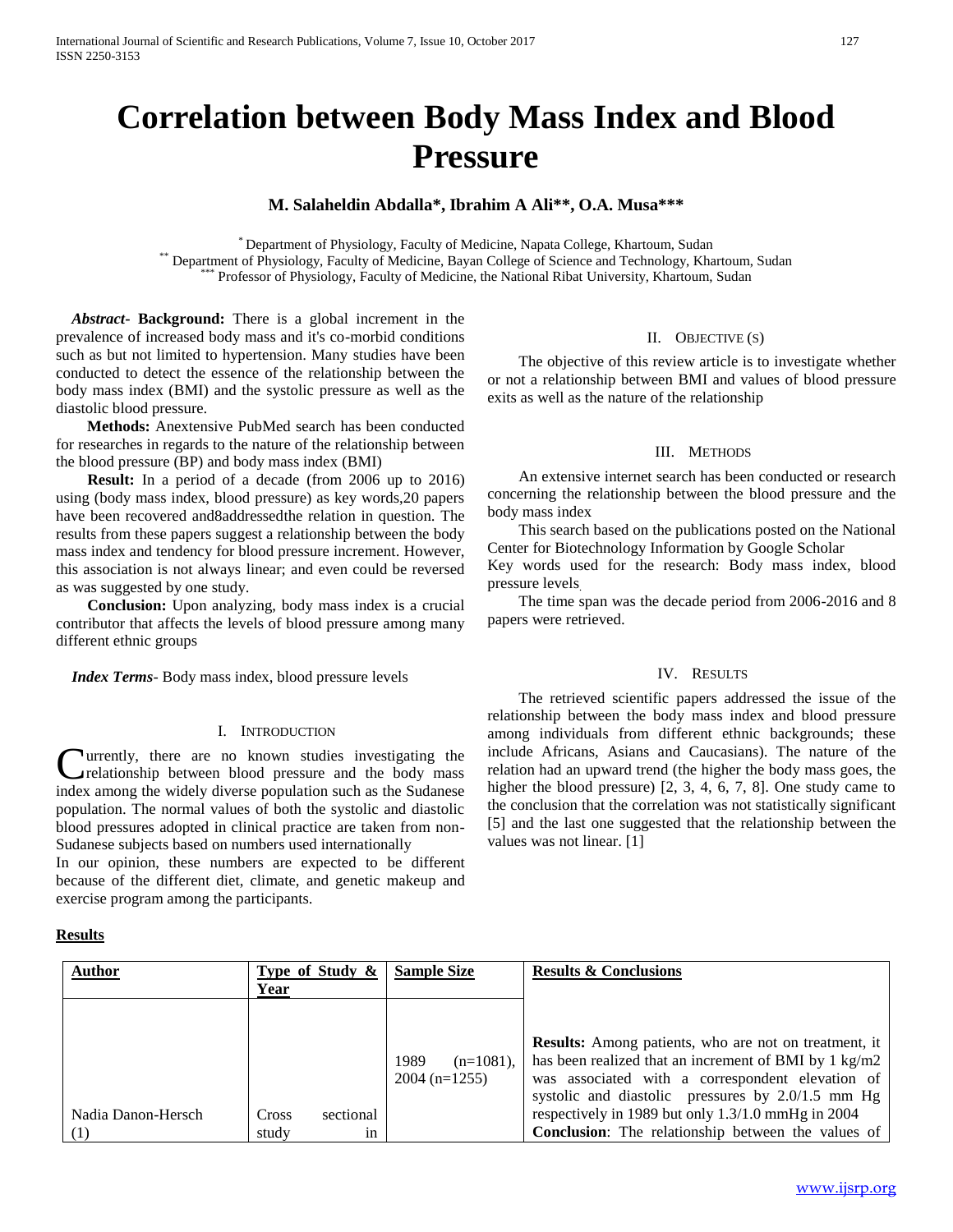# Correlation between Body Mass Index and Blood Pressure

**M. Salaheldin Abdalla*, Ibrahim A Ali**, O.A. Musa*****

[*] Department of Physiology, Faculty of Medicine, Napata College, Khartoum, Sudan
[**] Department of Physiology, Faculty of Medicine, Bayan College of Science and Technology, Khartoum, Sudan
[***] Professor of Physiology, Faculty of Medicine, the National Ribat University, Khartoum, Sudan

***Abstract*- Background:** There is a global increment in the prevalence of increased body mass and it's co-morbid conditions such as but not limited to hypertension. Many studies have been conducted to detect the essence of the relationship between the body mass index (BMI) and the systolic pressure as well as the diastolic blood pressure.

**Methods:** Anextensive PubMed search has been conducted for researches in regards to the nature of the relationship between the blood pressure (BP) and body mass index (BMI)

**Result:** In a period of a decade (from 2006 up to 2016) using (body mass index, blood pressure) as key words,20 papers have been recovered and8addressedthe relation in question. The results from these papers suggest a relationship between the body mass index and tendency for blood pressure increment. However, this association is not always linear; and even could be reversed as was suggested by one study.

**Conclusion:** Upon analyzing, body mass index is a crucial contributor that affects the levels of blood pressure among many different ethnic groups

***Index Terms*-** Body mass index, blood pressure levels

## I. Introduction

Currently, there are no known studies investigating the relationship between blood pressure and the body mass index among the widely diverse population such as the Sudanese population. The normal values of both the systolic and diastolic blood pressures adopted in clinical practice are taken from non-Sudanese subjects based on numbers used internationally

In our opinion, these numbers are expected to be different because of the different diet, climate, and genetic makeup and exercise program among the participants.

## II. Objective (s)

The objective of this review article is to investigate whether or not a relationship between BMI and values of blood pressure exits as well as the nature of the relationship

## III. Methods

An extensive internet search has been conducted or research concerning the relationship between the blood pressure and the body mass index

This search based on the publications posted on the National Center for Biotechnology Information by Google Scholar

Key words used for the research: Body mass index, blood pressure levels.

The time span was the decade period from 2006-2016 and 8 papers were retrieved.

## IV. Results

The retrieved scientific papers addressed the issue of the relationship between the body mass index and blood pressure among individuals from different ethnic backgrounds; these include Africans, Asians and Caucasians). The nature of the relation had an upward trend (the higher the body mass goes, the higher the blood pressure) [2, 3, 4, 6, 7, 8]. One study came to the conclusion that the correlation was not statistically significant [5] and the last one suggested that the relationship between the values was not linear. [1]

**Results**

| Author | Type of Study & Year | Sample Size | Results & Conclusions |
|---|---|---|---|
| Nadia Danon-Hersch (1) | Cross sectional study in | 1989 (n=1081), 2004 (n=1255) | **Results:** Among patients, who are not on treatment, it has been realized that an increment of BMI by 1 kg/m2 was associated with a correspondent elevation of systolic and diastolic pressures by 2.0/1.5 mm Hg respectively in 1989 but only 1.3/1.0 mmHg in 2004 **Conclusion**: The relationship between the values of |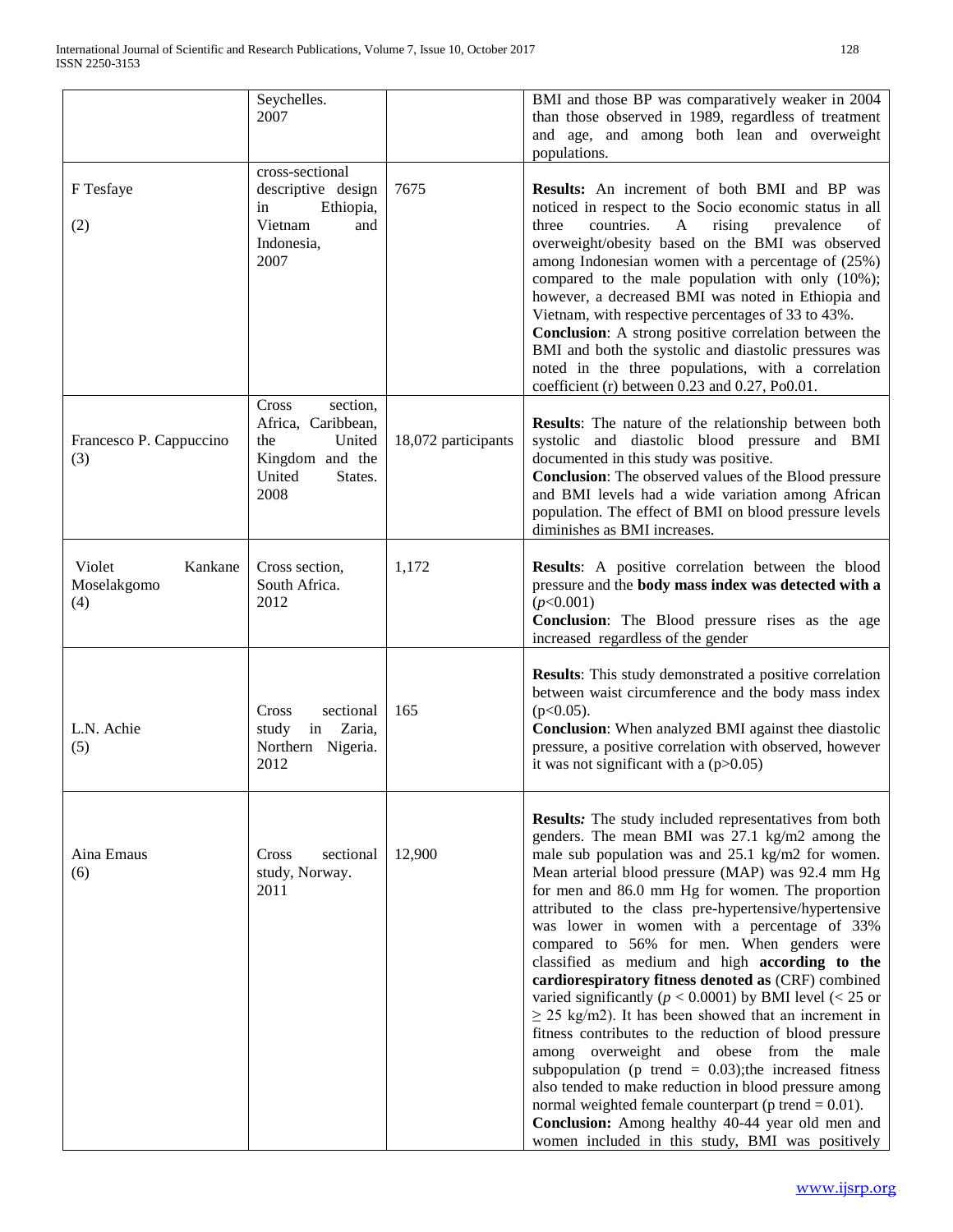| | | | |
|---|---|---|---|
| | Seychelles. 2007 | | BMI and those BP was comparatively weaker in 2004 than those observed in 1989, regardless of treatment and age, and among both lean and overweight populations. |
| F Tesfaye (2) | cross-sectional descriptive design in Ethiopia, Vietnam and Indonesia, 2007 | 7675 | **Results:** An increment of both BMI and BP was noticed in respect to the Socio economic status in all three countries. A rising prevalence of overweight/obesity based on the BMI was observed among Indonesian women with a percentage of (25%) compared to the male population with only (10%); however, a decreased BMI was noted in Ethiopia and Vietnam, with respective percentages of 33 to 43%. **Conclusion**: A strong positive correlation between the BMI and both the systolic and diastolic pressures was noted in the three populations, with a correlation coefficient (r) between 0.23 and 0.27, Po0.01. |
| Francesco P. Cappuccino (3) | Cross section, Africa, Caribbean, the United Kingdom and the United States. 2008 | 18,072 participants | **Results**: The nature of the relationship between both systolic and diastolic blood pressure and BMI documented in this study was positive. **Conclusion**: The observed values of the Blood pressure and BMI levels had a wide variation among African population. The effect of BMI on blood pressure levels diminishes as BMI increases. |
| Violet Kankane Moselakgomo (4) | Cross section, South Africa. 2012 | 1,172 | **Results**: A positive correlation between the blood pressure and the **body mass index was detected with a** (*p*<0.001) **Conclusion**: The Blood pressure rises as the age increased regardless of the gender |
| L.N. Achie (5) | Cross sectional study in Zaria, Northern Nigeria. 2012 | 165 | **Results**: This study demonstrated a positive correlation between waist circumference and the body mass index (p<0.05). **Conclusion**: When analyzed BMI against thee diastolic pressure, a positive correlation with observed, however it was not significant with a (p>0.05) |
| Aina Emaus (6) | Cross sectional study, Norway. 2011 | 12,900 | **Results***:* The study included representatives from both genders. The mean BMI was 27.1 kg/m2 among the male sub population was and 25.1 kg/m2 for women. Mean arterial blood pressure (MAP) was 92.4 mm Hg for men and 86.0 mm Hg for women. The proportion attributed to the class pre-hypertensive/hypertensive was lower in women with a percentage of 33% compared to 56% for men. When genders were classified as medium and high **according to the cardiorespiratory fitness denoted as** (CRF) combined varied significantly ($p < 0.0001$) by BMI level (< 25 or ≥ 25 kg/m2). It has been showed that an increment in fitness contributes to the reduction of blood pressure among overweight and obese from the male subpopulation (p trend = 0.03);the increased fitness also tended to make reduction in blood pressure among normal weighted female counterpart (p trend = 0.01). **Conclusion:** Among healthy 40-44 year old men and women included in this study, BMI was positively |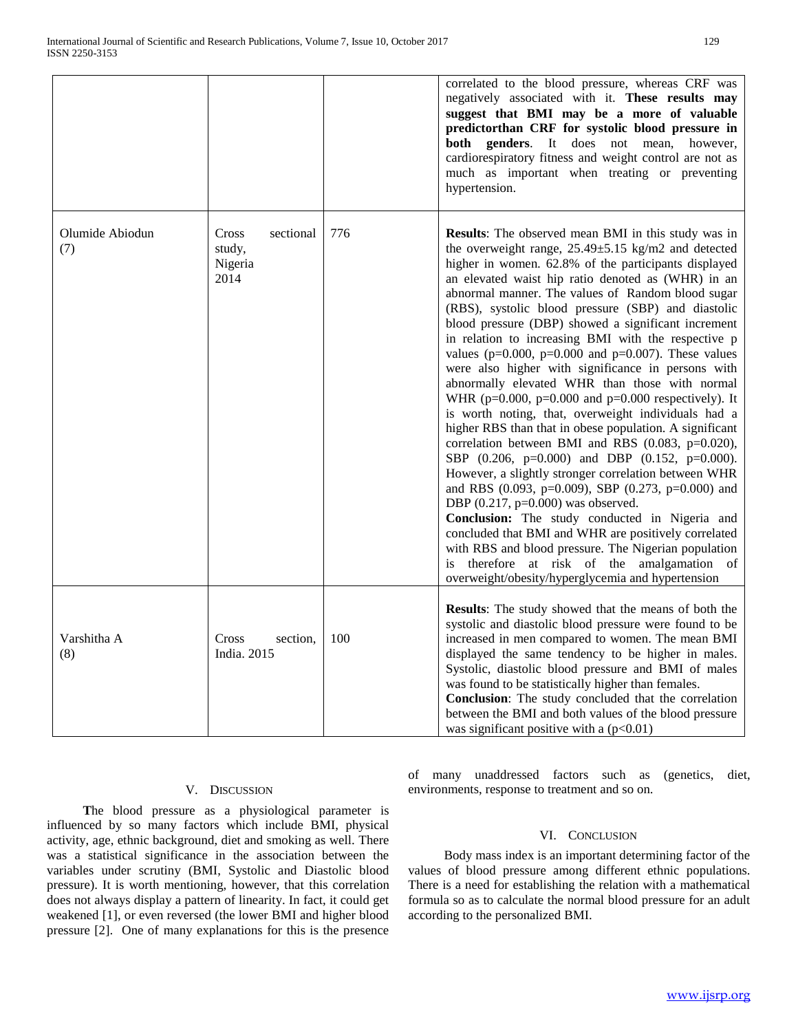| | | | correlated to the blood pressure, whereas CRF was negatively associated with it. **These results may suggest that BMI may be a more of valuable predictorthan CRF for systolic blood pressure in both genders**. It does not mean, however, cardiorespiratory fitness and weight control are not as much as important when treating or preventing hypertension. |
|---|---|---|---|
| Olumide Abiodun (7) | Cross sectional study, Nigeria 2014 | 776 | **Results**: The observed mean BMI in this study was in the overweight range, 25.49±5.15 kg/m2 and detected higher in women. 62.8% of the participants displayed an elevated waist hip ratio denoted as (WHR) in an abnormal manner. The values of Random blood sugar (RBS), systolic blood pressure (SBP) and diastolic blood pressure (DBP) showed a significant increment in relation to increasing BMI with the respective p values (p=0.000, p=0.000 and p=0.007). These values were also higher with significance in persons with abnormally elevated WHR than those with normal WHR (p=0.000, p=0.000 and p=0.000 respectively). It is worth noting, that, overweight individuals had a higher RBS than that in obese population. A significant correlation between BMI and RBS (0.083, p=0.020), SBP (0.206, p=0.000) and DBP (0.152, p=0.000). However, a slightly stronger correlation between WHR and RBS (0.093, p=0.009), SBP (0.273, p=0.000) and DBP (0.217, p=0.000) was observed.<br>**Conclusion:** The study conducted in Nigeria and concluded that BMI and WHR are positively correlated with RBS and blood pressure. The Nigerian population is therefore at risk of the amalgamation of overweight/obesity/hyperglycemia and hypertension |
| Varshitha A (8) | Cross section, India. 2015 | 100 | **Results**: The study showed that the means of both the systolic and diastolic blood pressure were found to be increased in men compared to women. The mean BMI displayed the same tendency to be higher in males. Systolic, diastolic blood pressure and BMI of males was found to be statistically higher than females.<br>**Conclusion**: The study concluded that the correlation between the BMI and both values of the blood pressure was significant positive with a (p<0.01) |

## V. Discussion

**T**he blood pressure as a physiological parameter is influenced by so many factors which include BMI, physical activity, age, ethnic background, diet and smoking as well. There was a statistical significance in the association between the variables under scrutiny (BMI, Systolic and Diastolic blood pressure). It is worth mentioning, however, that this correlation does not always display a pattern of linearity. In fact, it could get weakened [1], or even reversed (the lower BMI and higher blood pressure [2]. One of many explanations for this is the presence of many unaddressed factors such as (genetics, diet, environments, response to treatment and so on.

## VI. Conclusion

Body mass index is an important determining factor of the values of blood pressure among different ethnic populations. There is a need for establishing the relation with a mathematical formula so as to calculate the normal blood pressure for an adult according to the personalized BMI.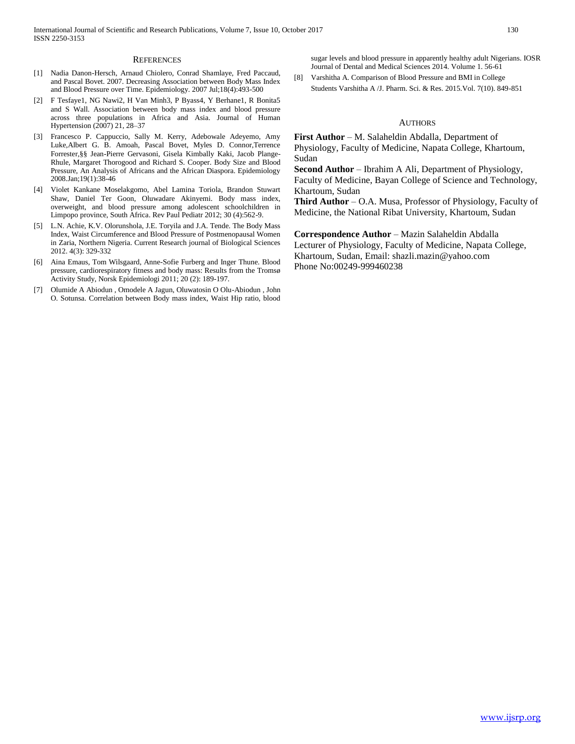## REFERENCES

[1] Nadia Danon-Hersch, Arnaud Chiolero, Conrad Shamlaye, Fred Paccaud, and Pascal Bovet. 2007. Decreasing Association between Body Mass Index and Blood Pressure over Time. Epidemiology. 2007 Jul;18(4):493-500

[2] F Tesfaye1, NG Nawi2, H Van Minh3, P Byass4, Y Berhane1, R Bonita5 and S Wall. Association between body mass index and blood pressure across three populations in Africa and Asia. Journal of Human Hypertension (2007) 21, 28–37

[3] Francesco P. Cappuccio, Sally M. Kerry, Adebowale Adeyemo, Amy Luke,Albert G. B. Amoah, Pascal Bovet, Myles D. Connor,Terrence Forrester,§§ Jean-Pierre Gervasoni, Gisela Kimbally Kaki, Jacob Plange-Rhule, Margaret Thorogood and Richard S. Cooper. Body Size and Blood Pressure, An Analysis of Africans and the African Diaspora. Epidemiology 2008.Jan;19(1):38-46

[4] Violet Kankane Moselakgomo, Abel Lamina Toriola, Brandon Stuwart Shaw, Daniel Ter Goon, Oluwadare Akinyemi. Body mass index, overweight, and blood pressure among adolescent schoolchildren in Limpopo province, South Africa. Rev Paul Pediatr 2012; 30 (4):562-9.

[5] L.N. Achie, K.V. Olorunshola, J.E. Toryila and J.A. Tende. The Body Mass Index, Waist Circumference and Blood Pressure of Postmenopausal Women in Zaria, Northern Nigeria. Current Research journal of Biological Sciences 2012. 4(3): 329-332

[6] Aina Emaus, Tom Wilsgaard, Anne-Sofie Furberg and Inger Thune. Blood pressure, cardiorespiratory fitness and body mass: Results from the Tromsø Activity Study, Norsk Epidemiologi 2011; 20 (2): 189-197.

[7] Olumide A Abiodun , Omodele A Jagun, Oluwatosin O Olu-Abiodun , John O. Sotunsa. Correlation between Body mass index, Waist Hip ratio, blood sugar levels and blood pressure in apparently healthy adult Nigerians. IOSR Journal of Dental and Medical Sciences 2014. Volume 1. 56-61

[8] Varshitha A. Comparison of Blood Pressure and BMI in College Students Varshitha A /J. Pharm. Sci. & Res. 2015.Vol. 7(10). 849-851

## AUTHORS

**First Author** – M. Salaheldin Abdalla, Department of Physiology, Faculty of Medicine, Napata College, Khartoum, Sudan

**Second Author** – Ibrahim A Ali, Department of Physiology, Faculty of Medicine, Bayan College of Science and Technology, Khartoum, Sudan

**Third Author** – O.A. Musa, Professor of Physiology, Faculty of Medicine, the National Ribat University, Khartoum, Sudan

**Correspondence Author** – Mazin Salaheldin Abdalla
Lecturer of Physiology, Faculty of Medicine, Napata College, Khartoum, Sudan, Email: shazli.mazin@yahoo.com
Phone No:00249-999460238